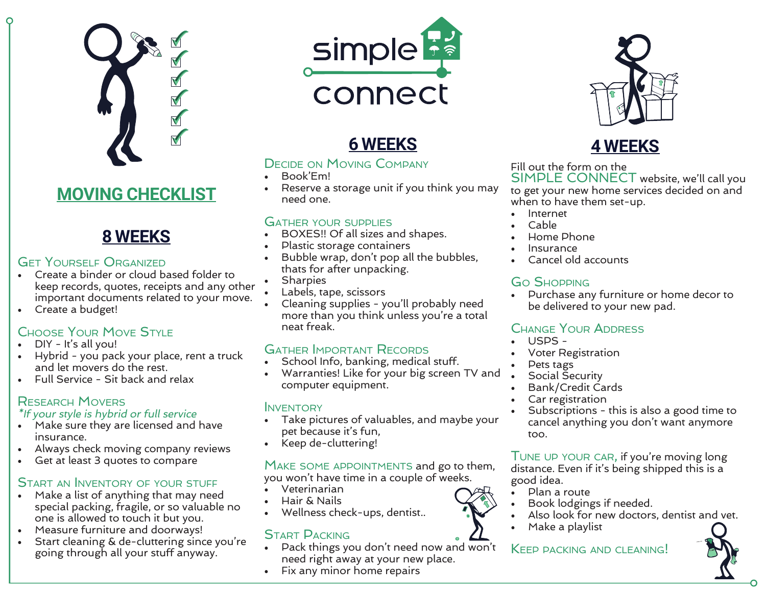# simple connect

## MOVING CHECKLIST

## 8 WEEKS

### Get Yourself Organized

- Create a binder or cloud based folder to keep records, quotes, receipts and any other important documents related to your move.
- Create a budget!

### Choose Your Move Style

- DIY - It's all you!
- Hybrid - you pack your place, rent a truck and let movers do the rest.
- Full Service - Sit back and relax

### Research Movers

*\*If your style is hybrid or full service*

- Make sure they are licensed and have insurance.
- Always check moving company reviews
- Get at least 3 quotes to compare

### Start an Inventory of Your Stuff

- Make a list of anything that may need special packing, fragile, or so valuable no one is allowed to touch it but you.
- Measure furniture and doorways!
- Start cleaning & de-cluttering since you're going through all your stuff anyway.

## 6 WEEKS

### Decide on Moving Company

- Book'Em!
- Reserve a storage unit if you think you may need one.

### Gather Your Supplies

- BOXES!! Of all sizes and shapes.
- Plastic storage containers
- Bubble wrap, don't pop all the bubbles, thats for after unpacking.
- Sharpies
- Labels, tape, scissors
- Cleaning supplies - you'll probably need more than you think unless you're a total neat freak.

### Gather Important Records

- School Info, banking, medical stuff.
- Warranties! Like for your big screen TV and computer equipment.

### Inventory

- Take pictures of valuables, and maybe your pet because it's fun,
- Keep de-cluttering!

### Make Some Appointments

and go to them, you won't have time in a couple of weeks.

- Veterinarian
- Hair & Nails
- Wellness check-ups, dentist..

### Start Packing

- Pack things you don't need now and won't need right away at your new place.
- Fix any minor home repairs

## 4 WEEKS

Fill out the form on the SIMPLE CONNECT website, we'll call you to get your new home services decided on and when to have them set-up.

- Internet
- Cable
- Home Phone
- Insurance
- Cancel old accounts

### Go Shopping

- Purchase any furniture or home decor to be delivered to your new pad.

### Change Your Address

- USPS -
- Voter Registration
- Pets tags
- Social Security
- Bank/Credit Cards
- Car registration
- Subscriptions - this is also a good time to cancel anything you don't want anymore too.

### Tune up Your Car,

if you're moving long distance. Even if it's being shipped this is a good idea.

- Plan a route
- Book lodgings if needed.
- Also look for new doctors, dentist and vet.
- Make a playlist

### Keep Packing and Cleaning!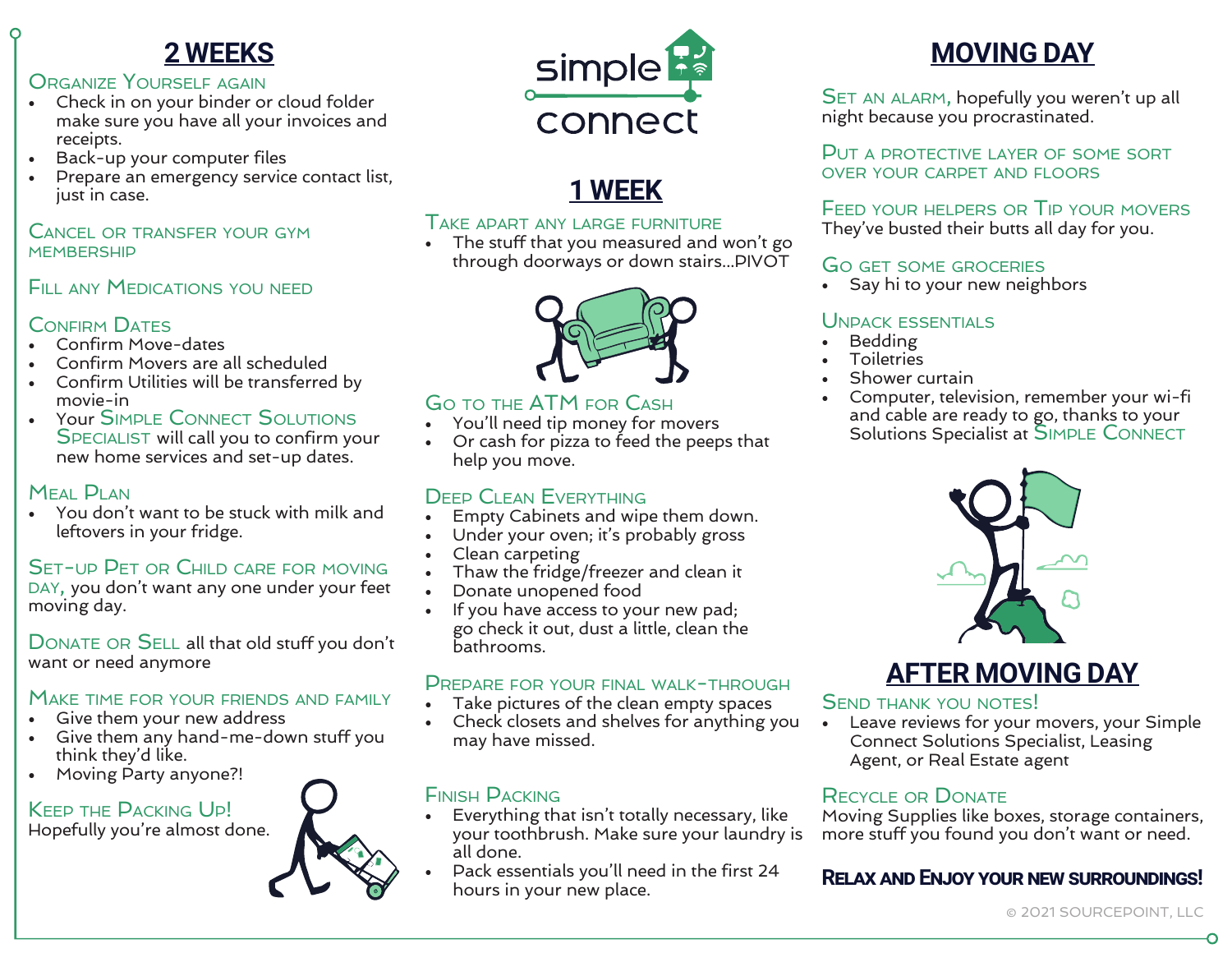## 2 WEEKS

### Organize Yourself Again

- Check in on your binder or cloud folder make sure you have all your invoices and receipts.
- Back-up your computer files
- Prepare an emergency service contact list, just in case.

### Cancel or Transfer Your Gym Membership

### Fill Any Medications You Need

### Confirm Dates

- Confirm Move-dates
- Confirm Movers are all scheduled
- Confirm Utilities will be transferred by movie-in
- Your Simple Connect Solutions Specialist will call you to confirm your new home services and set-up dates.

### Meal Plan

- You don't want to be stuck with milk and leftovers in your fridge.

### Set-up Pet or Child Care for Moving Day, you don't want any one under your feet moving day.

### Donate or Sell all that old stuff you don't want or need anymore

### Make Time for Your Friends and Family

- Give them your new address
- Give them any hand-me-down stuff you think they'd like.
- Moving Party anyone?!

### Keep the Packing Up!

Hopefully you're almost done.

simple connect

## 1 WEEK

### Take Apart Any Large Furniture

- The stuff that you measured and won't go through doorways or down stairs…PIVOT

### Go to the ATM for Cash

- You'll need tip money for movers
- Or cash for pizza to feed the peeps that help you move.

### Deep Clean Everything

- Empty Cabinets and wipe them down.
- Under your oven; it's probably gross
- Clean carpeting
- Thaw the fridge/freezer and clean it
- Donate unopened food
- If you have access to your new pad; go check it out, dust a little, clean the bathrooms.

### Prepare for Your Final Walk-Through

- Take pictures of the clean empty spaces
- Check closets and shelves for anything you may have missed.

### Finish Packing

- Everything that isn't totally necessary, like your toothbrush. Make sure your laundry is all done.
- Pack essentials you'll need in the first 24 hours in your new place.

## MOVING DAY

### Set an Alarm, hopefully you weren't up all night because you procrastinated.

### Put a Protective Layer of Some Sort Over Your Carpet and Floors

### Feed Your Helpers or Tip Your Movers

They've busted their butts all day for you.

### Go Get Some Groceries

- Say hi to your new neighbors

### Unpack Essentials

- Bedding
- Toiletries
- Shower curtain
- Computer, television, remember your wi-fi and cable are ready to go, thanks to your Solutions Specialist at Simple Connect

## AFTER MOVING DAY

### Send Thank You Notes!

- Leave reviews for your movers, your Simple Connect Solutions Specialist, Leasing Agent, or Real Estate agent

### Recycle or Donate

Moving Supplies like boxes, storage containers, more stuff you found you don't want or need.

**RELAX AND ENJOY YOUR NEW SURROUNDINGS!**

© 2021 SOURCEPOINT, LLC